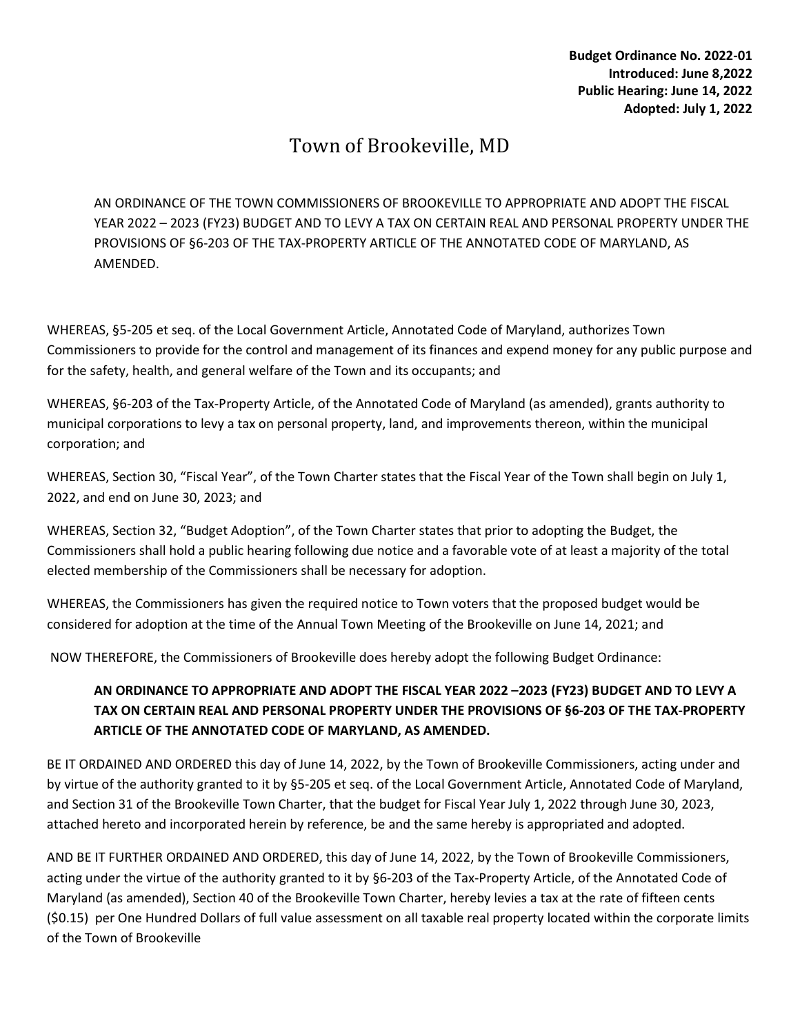**Budget Ordinance No. 2022-01**
**Introduced: June 8,2022**
**Public Hearing: June 14, 2022**
**Adopted: July 1, 2022**

# Town of Brookeville, MD

AN ORDINANCE OF THE TOWN COMMISSIONERS OF BROOKEVILLE TO APPROPRIATE AND ADOPT THE FISCAL YEAR 2022 – 2023 (FY23) BUDGET AND TO LEVY A TAX ON CERTAIN REAL AND PERSONAL PROPERTY UNDER THE PROVISIONS OF §6-203 OF THE TAX-PROPERTY ARTICLE OF THE ANNOTATED CODE OF MARYLAND, AS AMENDED.

WHEREAS, §5-205 et seq. of the Local Government Article, Annotated Code of Maryland, authorizes Town Commissioners to provide for the control and management of its finances and expend money for any public purpose and for the safety, health, and general welfare of the Town and its occupants; and

WHEREAS, §6-203 of the Tax-Property Article, of the Annotated Code of Maryland (as amended), grants authority to municipal corporations to levy a tax on personal property, land, and improvements thereon, within the municipal corporation; and

WHEREAS, Section 30, "Fiscal Year", of the Town Charter states that the Fiscal Year of the Town shall begin on July 1, 2022, and end on June 30, 2023; and

WHEREAS, Section 32, "Budget Adoption", of the Town Charter states that prior to adopting the Budget, the Commissioners shall hold a public hearing following due notice and a favorable vote of at least a majority of the total elected membership of the Commissioners shall be necessary for adoption.

WHEREAS, the Commissioners has given the required notice to Town voters that the proposed budget would be considered for adoption at the time of the Annual Town Meeting of the Brookeville on June 14, 2021; and

NOW THEREFORE, the Commissioners of Brookeville does hereby adopt the following Budget Ordinance:

**AN ORDINANCE TO APPROPRIATE AND ADOPT THE FISCAL YEAR 2022 –2023 (FY23) BUDGET AND TO LEVY A TAX ON CERTAIN REAL AND PERSONAL PROPERTY UNDER THE PROVISIONS OF §6-203 OF THE TAX-PROPERTY ARTICLE OF THE ANNOTATED CODE OF MARYLAND, AS AMENDED.**

BE IT ORDAINED AND ORDERED this day of June 14, 2022, by the Town of Brookeville Commissioners, acting under and by virtue of the authority granted to it by §5-205 et seq. of the Local Government Article, Annotated Code of Maryland, and Section 31 of the Brookeville Town Charter, that the budget for Fiscal Year July 1, 2022 through June 30, 2023, attached hereto and incorporated herein by reference, be and the same hereby is appropriated and adopted.

AND BE IT FURTHER ORDAINED AND ORDERED, this day of June 14, 2022, by the Town of Brookeville Commissioners, acting under the virtue of the authority granted to it by §6-203 of the Tax-Property Article, of the Annotated Code of Maryland (as amended), Section 40 of the Brookeville Town Charter, hereby levies a tax at the rate of fifteen cents ($0.15) per One Hundred Dollars of full value assessment on all taxable real property located within the corporate limits of the Town of Brookeville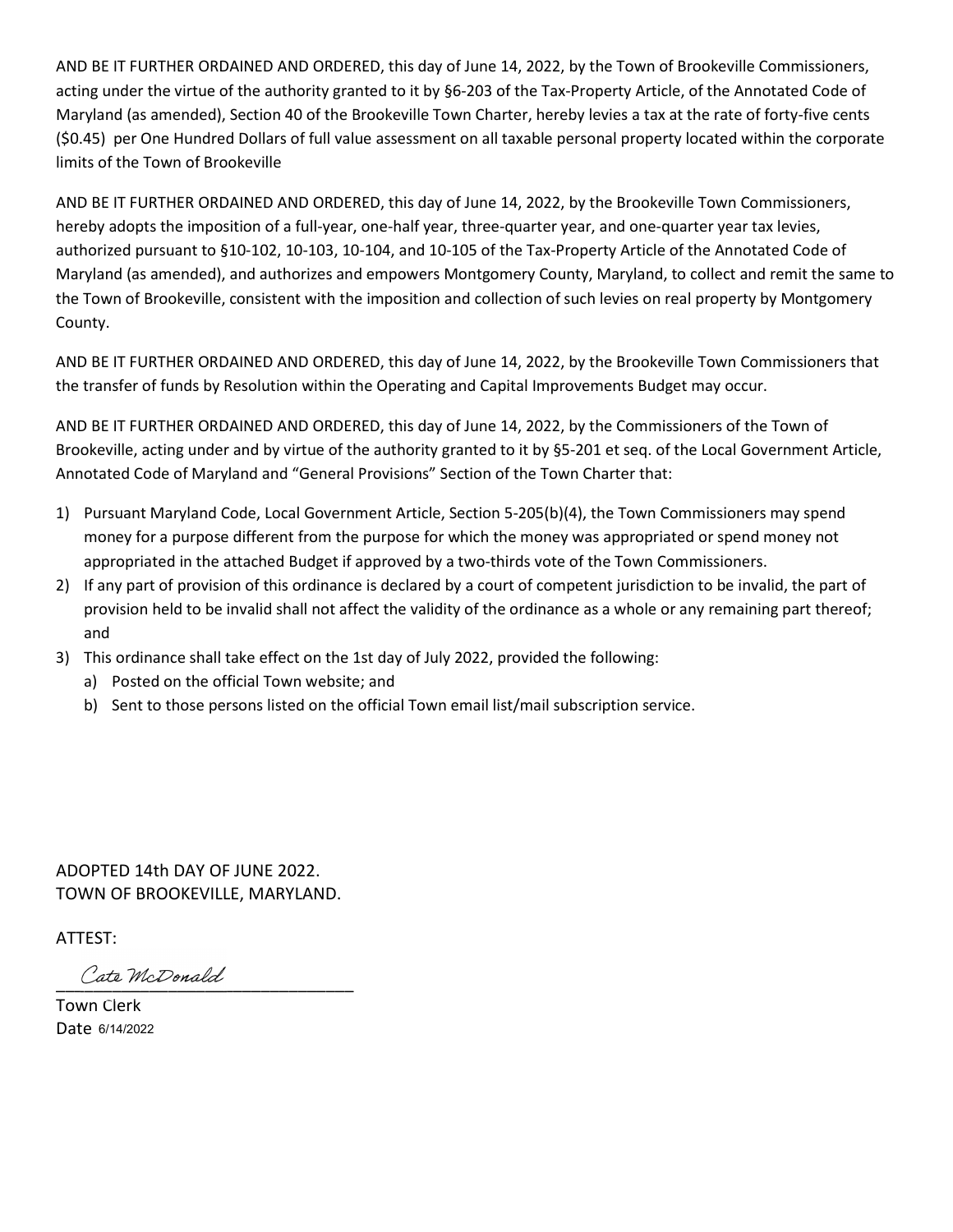AND BE IT FURTHER ORDAINED AND ORDERED, this day of June 14, 2022, by the Town of Brookeville Commissioners, acting under the virtue of the authority granted to it by §6-203 of the Tax-Property Article, of the Annotated Code of Maryland (as amended), Section 40 of the Brookeville Town Charter, hereby levies a tax at the rate of forty-five cents ($0.45) per One Hundred Dollars of full value assessment on all taxable personal property located within the corporate limits of the Town of Brookeville

AND BE IT FURTHER ORDAINED AND ORDERED, this day of June 14, 2022, by the Brookeville Town Commissioners, hereby adopts the imposition of a full-year, one-half year, three-quarter year, and one-quarter year tax levies, authorized pursuant to §10-102, 10-103, 10-104, and 10-105 of the Tax-Property Article of the Annotated Code of Maryland (as amended), and authorizes and empowers Montgomery County, Maryland, to collect and remit the same to the Town of Brookeville, consistent with the imposition and collection of such levies on real property by Montgomery County.

AND BE IT FURTHER ORDAINED AND ORDERED, this day of June 14, 2022, by the Brookeville Town Commissioners that the transfer of funds by Resolution within the Operating and Capital Improvements Budget may occur.

AND BE IT FURTHER ORDAINED AND ORDERED, this day of June 14, 2022, by the Commissioners of the Town of Brookeville, acting under and by virtue of the authority granted to it by §5-201 et seq. of the Local Government Article, Annotated Code of Maryland and "General Provisions" Section of the Town Charter that:

1) Pursuant Maryland Code, Local Government Article, Section 5-205(b)(4), the Town Commissioners may spend money for a purpose different from the purpose for which the money was appropriated or spend money not appropriated in the attached Budget if approved by a two-thirds vote of the Town Commissioners.
2) If any part of provision of this ordinance is declared by a court of competent jurisdiction to be invalid, the part of provision held to be invalid shall not affect the validity of the ordinance as a whole or any remaining part thereof; and
3) This ordinance shall take effect on the 1st day of July 2022, provided the following:
   a) Posted on the official Town website; and
   b) Sent to those persons listed on the official Town email list/mail subscription service.

ADOPTED 14th DAY OF JUNE 2022.
TOWN OF BROOKEVILLE, MARYLAND.

ATTEST:

Cate McDonald
________________________________
Town Clerk
Date 6/14/2022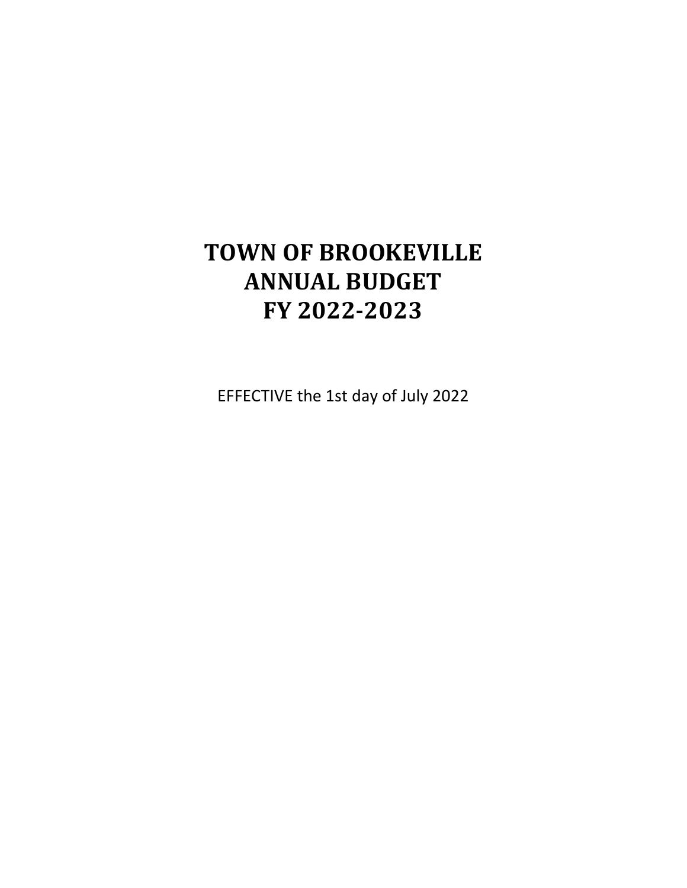# TOWN OF BROOKEVILLE
# ANNUAL BUDGET
# FY 2022-2023

EFFECTIVE the 1st day of July 2022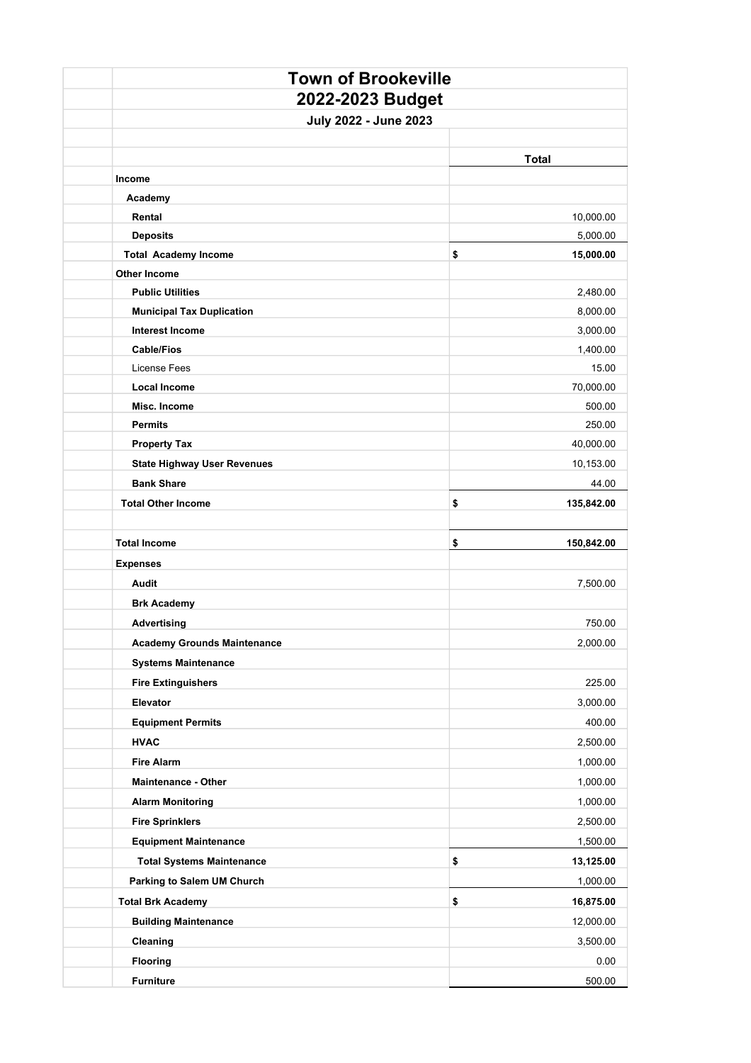# Town of Brookeville

## 2022-2023 Budget

### July 2022 - June 2023

| | Total |
|---|---|
| **Income** | |
| **Academy** | |
| **Rental** | 10,000.00 |
| **Deposits** | 5,000.00 |
| **Total Academy Income** | **$ 15,000.00** |
| **Other Income** | |
| **Public Utilities** | 2,480.00 |
| **Municipal Tax Duplication** | 8,000.00 |
| **Interest Income** | 3,000.00 |
| **Cable/Fios** | 1,400.00 |
| License Fees | 15.00 |
| **Local Income** | 70,000.00 |
| **Misc. Income** | 500.00 |
| **Permits** | 250.00 |
| **Property Tax** | 40,000.00 |
| **State Highway User Revenues** | 10,153.00 |
| **Bank Share** | 44.00 |
| **Total Other Income** | **$ 135,842.00** |
| | |
| **Total Income** | **$ 150,842.00** |
| **Expenses** | |
| **Audit** | 7,500.00 |
| **Brk Academy** | |
| **Advertising** | 750.00 |
| **Academy Grounds Maintenance** | 2,000.00 |
| **Systems Maintenance** | |
| **Fire Extinguishers** | 225.00 |
| **Elevator** | 3,000.00 |
| **Equipment Permits** | 400.00 |
| **HVAC** | 2,500.00 |
| **Fire Alarm** | 1,000.00 |
| **Maintenance - Other** | 1,000.00 |
| **Alarm Monitoring** | 1,000.00 |
| **Fire Sprinklers** | 2,500.00 |
| **Equipment Maintenance** | 1,500.00 |
| **Total Systems Maintenance** | **$ 13,125.00** |
| **Parking to Salem UM Church** | 1,000.00 |
| **Total Brk Academy** | **$ 16,875.00** |
| **Building Maintenance** | 12,000.00 |
| **Cleaning** | 3,500.00 |
| **Flooring** | 0.00 |
| **Furniture** | 500.00 |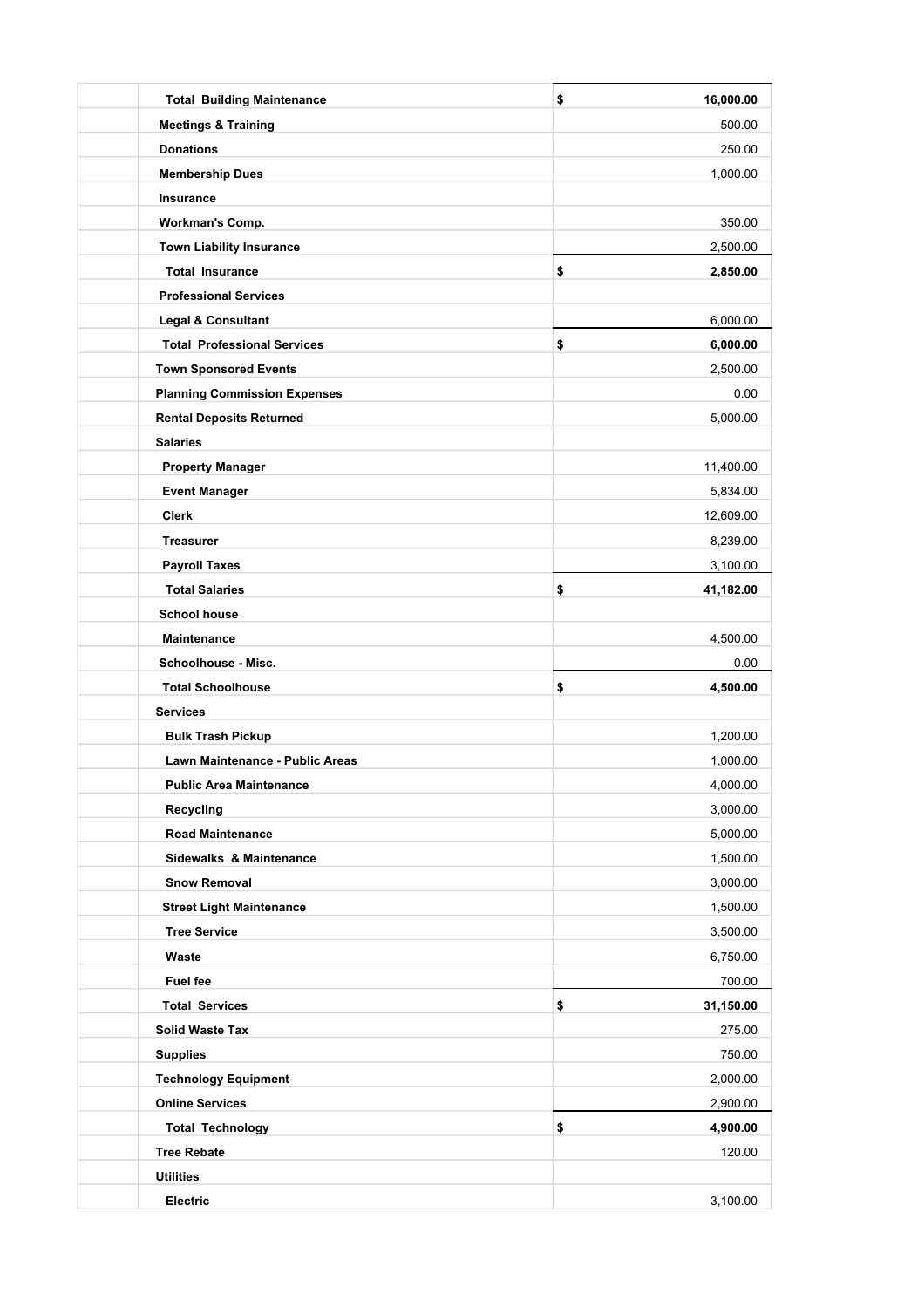| | |
|---|---|
| **Total Building Maintenance** | **$ 16,000.00** |
| **Meetings & Training** | 500.00 |
| **Donations** | 250.00 |
| **Membership Dues** | 1,000.00 |
| **Insurance** | |
| **Workman's Comp.** | 350.00 |
| **Town Liability Insurance** | 2,500.00 |
| **Total Insurance** | **$ 2,850.00** |
| **Professional Services** | |
| **Legal & Consultant** | 6,000.00 |
| **Total Professional Services** | **$ 6,000.00** |
| **Town Sponsored Events** | 2,500.00 |
| **Planning Commission Expenses** | 0.00 |
| **Rental Deposits Returned** | 5,000.00 |
| **Salaries** | |
| **Property Manager** | 11,400.00 |
| **Event Manager** | 5,834.00 |
| **Clerk** | 12,609.00 |
| **Treasurer** | 8,239.00 |
| **Payroll Taxes** | 3,100.00 |
| **Total Salaries** | **$ 41,182.00** |
| **School house** | |
| **Maintenance** | 4,500.00 |
| **Schoolhouse - Misc.** | 0.00 |
| **Total Schoolhouse** | **$ 4,500.00** |
| **Services** | |
| **Bulk Trash Pickup** | 1,200.00 |
| **Lawn Maintenance - Public Areas** | 1,000.00 |
| **Public Area Maintenance** | 4,000.00 |
| **Recycling** | 3,000.00 |
| **Road Maintenance** | 5,000.00 |
| **Sidewalks & Maintenance** | 1,500.00 |
| **Snow Removal** | 3,000.00 |
| **Street Light Maintenance** | 1,500.00 |
| **Tree Service** | 3,500.00 |
| **Waste** | 6,750.00 |
| **Fuel fee** | 700.00 |
| **Total Services** | **$ 31,150.00** |
| **Solid Waste Tax** | 275.00 |
| **Supplies** | 750.00 |
| **Technology Equipment** | 2,000.00 |
| **Online Services** | 2,900.00 |
| **Total Technology** | **$ 4,900.00** |
| **Tree Rebate** | 120.00 |
| **Utilities** | |
| **Electric** | 3,100.00 |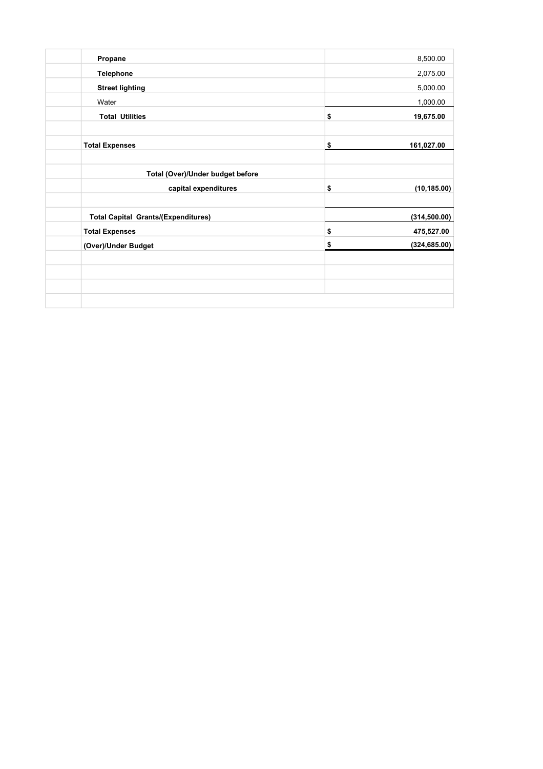| | | |
|---|---|---|
| Propane | | 8,500.00 |
| Telephone | | 2,075.00 |
| Street lighting | | 5,000.00 |
| Water | | 1,000.00 |
| Total Utilities | $ | 19,675.00 |
| | | |
| Total Expenses | $ | 161,027.00 |
| | | |
| Total (Over)/Under budget before | | |
| capital expenditures | $ | (10,185.00) |
| | | |
| Total Capital Grants/(Expenditures) | | (314,500.00) |
| Total Expenses | $ | 475,527.00 |
| (Over)/Under Budget | $ | (324,685.00) |